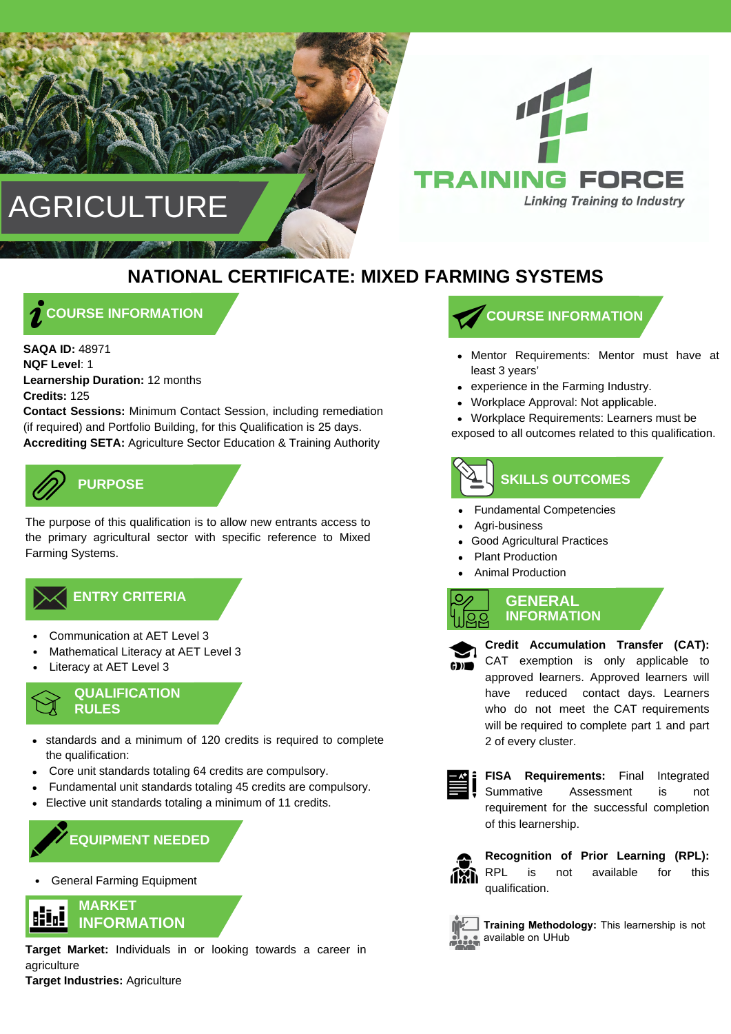# AGRICULTURE

TRAINING FORCE
*Linking Training to Industry*

## NATIONAL CERTIFICATE: MIXED FARMING SYSTEMS

### COURSE INFORMATION

**SAQA ID:** 48971
**NQF Level**: 1
**Learnership Duration:** 12 months
**Credits:** 125
**Contact Sessions:** Minimum Contact Session, including remediation (if required) and Portfolio Building, for this Qualification is 25 days.
**Accrediting SETA:** Agriculture Sector Education & Training Authority

### PURPOSE

The purpose of this qualification is to allow new entrants access to the primary agricultural sector with specific reference to Mixed Farming Systems.

### ENTRY CRITERIA

- Communication at AET Level 3
- Mathematical Literacy at AET Level 3
- Literacy at AET Level 3

### QUALIFICATION RULES

- standards and a minimum of 120 credits is required to complete the qualification:
- Core unit standards totaling 64 credits are compulsory.
- Fundamental unit standards totaling 45 credits are compulsory.
- Elective unit standards totaling a minimum of 11 credits.

### EQUIPMENT NEEDED

- General Farming Equipment

### MARKET INFORMATION

**Target Market:** Individuals in or looking towards a career in agriculture
**Target Industries:** Agriculture

### COURSE INFORMATION

- Mentor Requirements: Mentor must have at least 3 years'
- experience in the Farming Industry.
- Workplace Approval: Not applicable.
- Workplace Requirements: Learners must be exposed to all outcomes related to this qualification.

### SKILLS OUTCOMES

- Fundamental Competencies
- Agri-business
- Good Agricultural Practices
- Plant Production
- Animal Production

### GENERAL INFORMATION

**Credit Accumulation Transfer (CAT):** CAT exemption is only applicable to approved learners. Approved learners will have reduced contact days. Learners who do not meet the CAT requirements will be required to complete part 1 and part 2 of every cluster.

**FISA Requirements:** Final Integrated Summative Assessment is not requirement for the successful completion of this learnership.

**Recognition of Prior Learning (RPL):** RPL is not available for this qualification.

**Training Methodology:** This learnership is not available on UHub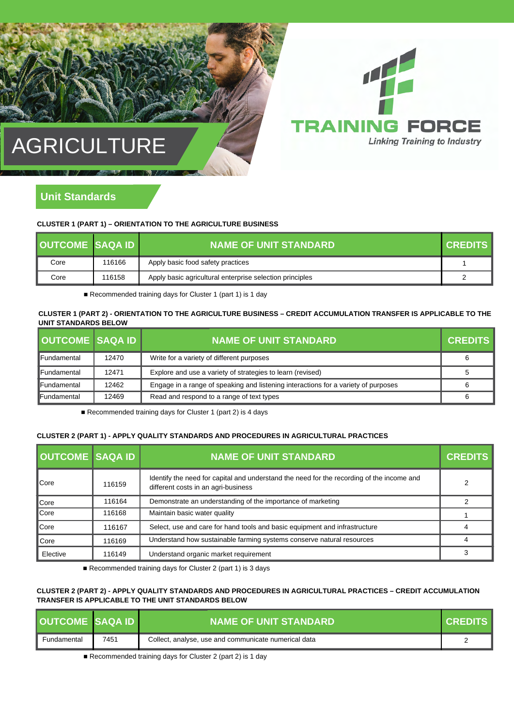# AGRICULTURE

TRAINING FORCE

*Linking Training to Industry*

## Unit Standards

**CLUSTER 1 (PART 1) – ORIENTATION TO THE AGRICULTURE BUSINESS**

| OUTCOME | SAQA ID | NAME OF UNIT STANDARD | CREDITS |
|---|---|---|---|
| Core | 116166 | Apply basic food safety practices | 1 |
| Core | 116158 | Apply basic agricultural enterprise selection principles | 2 |

- Recommended training days for Cluster 1 (part 1) is 1 day

**CLUSTER 1 (PART 2) - ORIENTATION TO THE AGRICULTURE BUSINESS – CREDIT ACCUMULATION TRANSFER IS APPLICABLE TO THE UNIT STANDARDS BELOW**

| OUTCOME | SAQA ID | NAME OF UNIT STANDARD | CREDITS |
|---|---|---|---|
| Fundamental | 12470 | Write for a variety of different purposes | 6 |
| Fundamental | 12471 | Explore and use a variety of strategies to learn (revised) | 5 |
| Fundamental | 12462 | Engage in a range of speaking and listening interactions for a variety of purposes | 6 |
| Fundamental | 12469 | Read and respond to a range of text types | 6 |

- Recommended training days for Cluster 1 (part 2) is 4 days

**CLUSTER 2 (PART 1) - APPLY QUALITY STANDARDS AND PROCEDURES IN AGRICULTURAL PRACTICES**

| OUTCOME | SAQA ID | NAME OF UNIT STANDARD | CREDITS |
|---|---|---|---|
| Core | 116159 | Identify the need for capital and understand the need for the recording of the income and different costs in an agri-business | 2 |
| Core | 116164 | Demonstrate an understanding of the importance of marketing | 2 |
| Core | 116168 | Maintain basic water quality | 1 |
| Core | 116167 | Select, use and care for hand tools and basic equipment and infrastructure | 4 |
| Core | 116169 | Understand how sustainable farming systems conserve natural resources | 4 |
| Elective | 116149 | Understand organic market requirement | 3 |

- Recommended training days for Cluster 2 (part 1) is 3 days

**CLUSTER 2 (PART 2) - APPLY QUALITY STANDARDS AND PROCEDURES IN AGRICULTURAL PRACTICES – CREDIT ACCUMULATION TRANSFER IS APPLICABLE TO THE UNIT STANDARDS BELOW**

| OUTCOME | SAQA ID | NAME OF UNIT STANDARD | CREDITS |
|---|---|---|---|
| Fundamental | 7451 | Collect, analyse, use and communicate numerical data | 2 |

- Recommended training days for Cluster 2 (part 2) is 1 day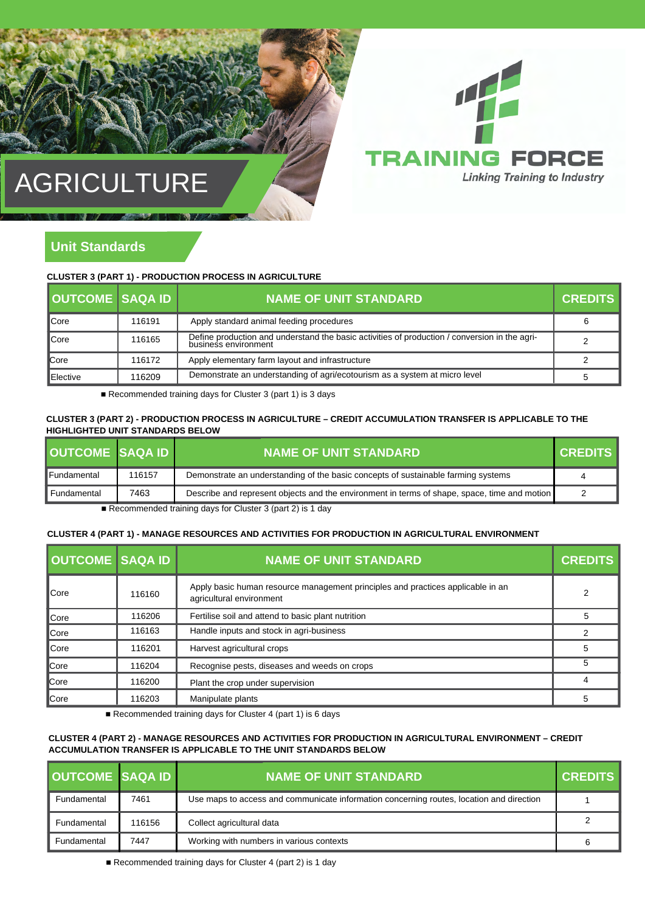# AGRICULTURE

TRAINING FORCE
*Linking Training to Industry*

## Unit Standards

**CLUSTER 3 (PART 1) - PRODUCTION PROCESS IN AGRICULTURE**

| OUTCOME | SAQA ID | NAME OF UNIT STANDARD | CREDITS |
|---|---|---|---|
| Core | 116191 | Apply standard animal feeding procedures | 6 |
| Core | 116165 | Define production and understand the basic activities of production / conversion in the agri-business environment | 2 |
| Core | 116172 | Apply elementary farm layout and infrastructure | 2 |
| Elective | 116209 | Demonstrate an understanding of agri/ecotourism as a system at micro level | 5 |

- Recommended training days for Cluster 3 (part 1) is 3 days

**CLUSTER 3 (PART 2) - PRODUCTION PROCESS IN AGRICULTURE – CREDIT ACCUMULATION TRANSFER IS APPLICABLE TO THE HIGHLIGHTED UNIT STANDARDS BELOW**

| OUTCOME | SAQA ID | NAME OF UNIT STANDARD | CREDITS |
|---|---|---|---|
| Fundamental | 116157 | Demonstrate an understanding of the basic concepts of sustainable farming systems | 4 |
| Fundamental | 7463 | Describe and represent objects and the environment in terms of shape, space, time and motion | 2 |

- Recommended training days for Cluster 3 (part 2) is 1 day

**CLUSTER 4 (PART 1) - MANAGE RESOURCES AND ACTIVITIES FOR PRODUCTION IN AGRICULTURAL ENVIRONMENT**

| OUTCOME | SAQA ID | NAME OF UNIT STANDARD | CREDITS |
|---|---|---|---|
| Core | 116160 | Apply basic human resource management principles and practices applicable in an agricultural environment | 2 |
| Core | 116206 | Fertilise soil and attend to basic plant nutrition | 5 |
| Core | 116163 | Handle inputs and stock in agri-business | 2 |
| Core | 116201 | Harvest agricultural crops | 5 |
| Core | 116204 | Recognise pests, diseases and weeds on crops | 5 |
| Core | 116200 | Plant the crop under supervision | 4 |
| Core | 116203 | Manipulate plants | 5 |

- Recommended training days for Cluster 4 (part 1) is 6 days

**CLUSTER 4 (PART 2) - MANAGE RESOURCES AND ACTIVITIES FOR PRODUCTION IN AGRICULTURAL ENVIRONMENT – CREDIT ACCUMULATION TRANSFER IS APPLICABLE TO THE UNIT STANDARDS BELOW**

| OUTCOME | SAQA ID | NAME OF UNIT STANDARD | CREDITS |
|---|---|---|---|
| Fundamental | 7461 | Use maps to access and communicate information concerning routes, location and direction | 1 |
| Fundamental | 116156 | Collect agricultural data | 2 |
| Fundamental | 7447 | Working with numbers in various contexts | 6 |

- Recommended training days for Cluster 4 (part 2) is 1 day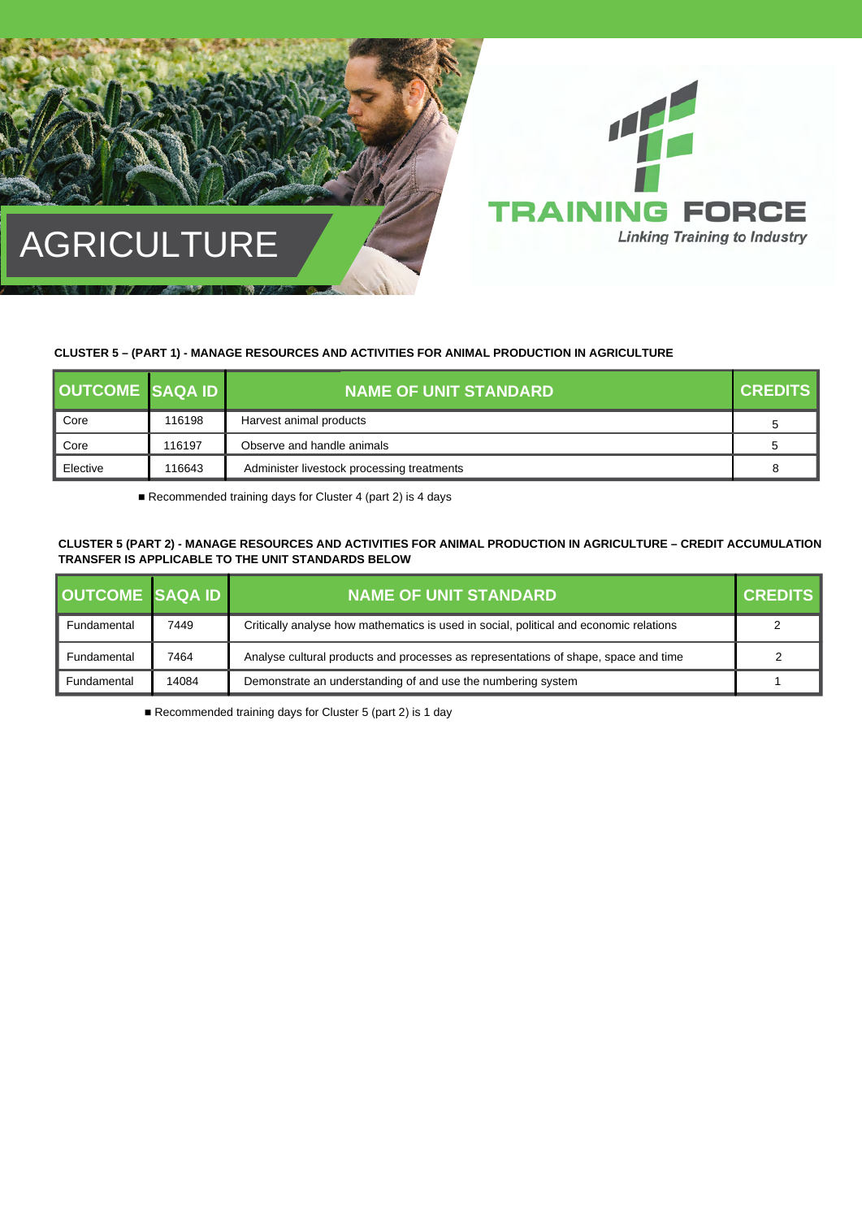# AGRICULTURE

**TRAINING FORCE**
*Linking Training to Industry*

**CLUSTER 5 – (PART 1) - MANAGE RESOURCES AND ACTIVITIES FOR ANIMAL PRODUCTION IN AGRICULTURE**

| OUTCOME | SAQA ID | NAME OF UNIT STANDARD | CREDITS |
|---|---|---|---|
| Core | 116198 | Harvest animal products | 5 |
| Core | 116197 | Observe and handle animals | 5 |
| Elective | 116643 | Administer livestock processing treatments | 8 |

- Recommended training days for Cluster 4 (part 2) is 4 days

**CLUSTER 5 (PART 2) - MANAGE RESOURCES AND ACTIVITIES FOR ANIMAL PRODUCTION IN AGRICULTURE – CREDIT ACCUMULATION TRANSFER IS APPLICABLE TO THE UNIT STANDARDS BELOW**

| OUTCOME | SAQA ID | NAME OF UNIT STANDARD | CREDITS |
|---|---|---|---|
| Fundamental | 7449 | Critically analyse how mathematics is used in social, political and economic relations | 2 |
| Fundamental | 7464 | Analyse cultural products and processes as representations of shape, space and time | 2 |
| Fundamental | 14084 | Demonstrate an understanding of and use the numbering system | 1 |

- Recommended training days for Cluster 5 (part 2) is 1 day